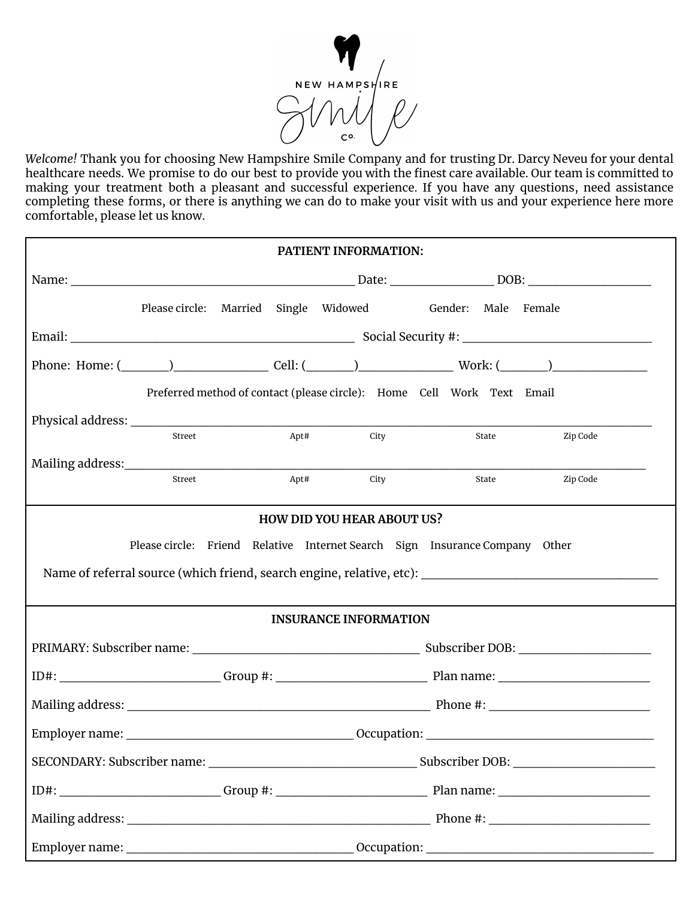NEW HAMPSHIRE Smile Co.

*Welcome!* Thank you for choosing New Hampshire Smile Company and for trusting Dr. Darcy Neveu for your dental healthcare needs. We promise to do our best to provide you with the finest care available. Our team is committed to making your treatment both a pleasant and successful experience. If you have any questions, need assistance completing these forms, or there is anything we can do to make your visit with us and your experience here more comfortable, please let us know.

**PATIENT INFORMATION:**

Name: _______________________________________________ Date: ________________ DOB: ____________________

Please circle: Married Single Widowed Gender: Male Female

Email: _______________________________________________ Social Security #: _______________________________

Phone: Home: (_______)_______________ Cell: (_______)_______________ Work: (_______)_______________

Preferred method of contact (please circle): Home Cell Work Text Email

Physical address: _________________________________________________________________________________

Street Apt# City State Zip Code

Mailing address:__________________________________________________________________________________

Street Apt# City State Zip Code

**HOW DID YOU HEAR ABOUT US?**

Please circle: Friend Relative Internet Search Sign Insurance Company Other

Name of referral source (which friend, search engine, relative, etc): _____________________________________

**INSURANCE INFORMATION**

PRIMARY: Subscriber name: _____________________________________ Subscriber DOB: _____________________

ID#: __________________________ Group #: ________________________ Plan name: ________________________

Mailing address: _________________________________________________ Phone #: __________________________

Employer name: _____________________________________ Occupation: _____________________________________

SECONDARY: Subscriber name: __________________________________ Subscriber DOB: ______________________

ID#: __________________________ Group #: ________________________ Plan name: ________________________

Mailing address: _________________________________________________ Phone #: __________________________

Employer name: _____________________________________ Occupation: _____________________________________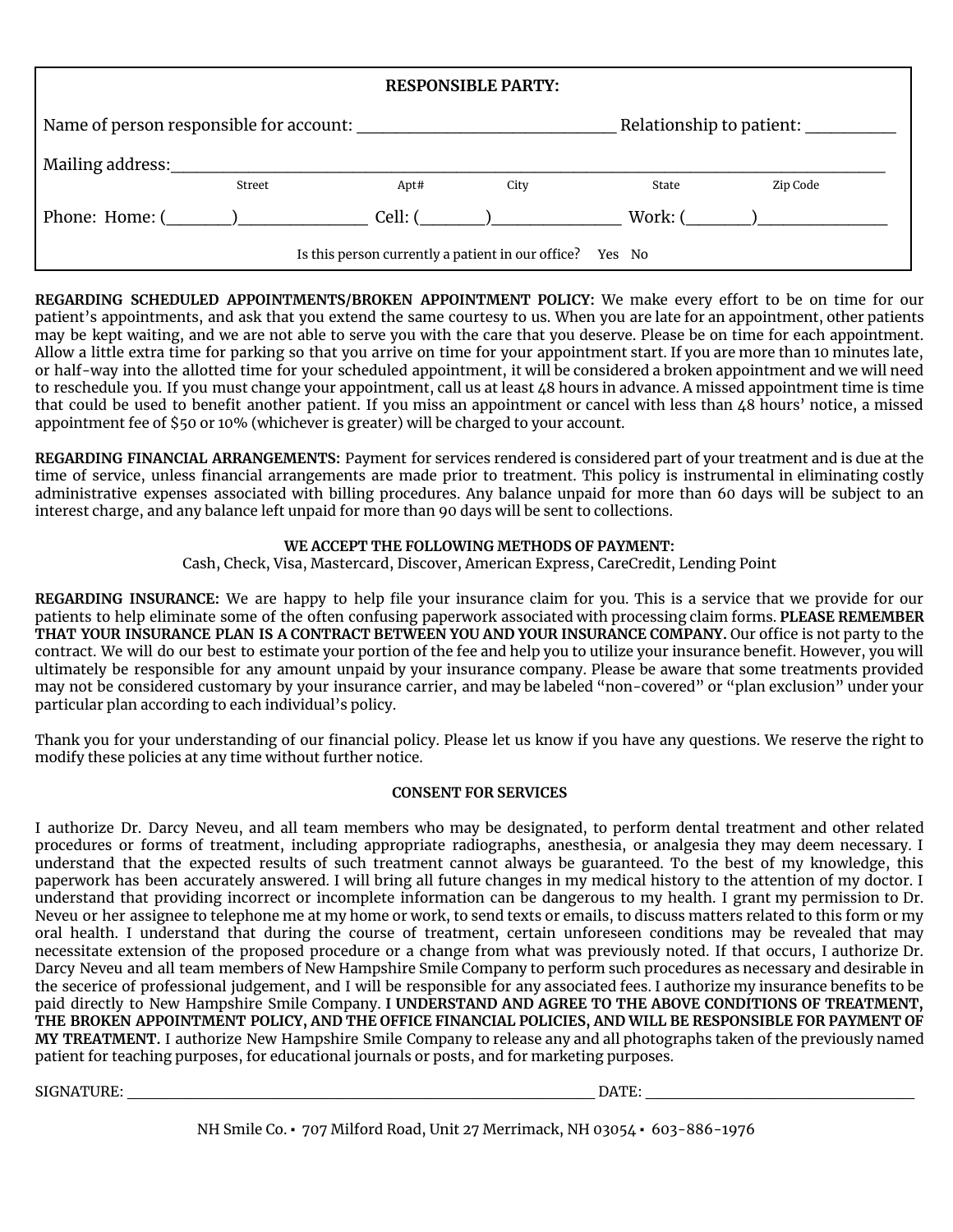**RESPONSIBLE PARTY:**

Name of person responsible for account: ______________________________ Relationship to patient: __________

Mailing address:________________________________________________________________________________

Street Apt# City State Zip Code

Phone: Home: (_______)_______________ Cell: (_______)_______________ Work: (_______)_______________

Is this person currently a patient in our office? Yes No

**REGARDING SCHEDULED APPOINTMENTS/BROKEN APPOINTMENT POLICY:** We make every effort to be on time for our patient's appointments, and ask that you extend the same courtesy to us. When you are late for an appointment, other patients may be kept waiting, and we are not able to serve you with the care that you deserve. Please be on time for each appointment. Allow a little extra time for parking so that you arrive on time for your appointment start. If you are more than 10 minutes late, or half-way into the allotted time for your scheduled appointment, it will be considered a broken appointment and we will need to reschedule you. If you must change your appointment, call us at least 48 hours in advance. A missed appointment time is time that could be used to benefit another patient. If you miss an appointment or cancel with less than 48 hours' notice, a missed appointment fee of $50 or 10% (whichever is greater) will be charged to your account.

**REGARDING FINANCIAL ARRANGEMENTS:** Payment for services rendered is considered part of your treatment and is due at the time of service, unless financial arrangements are made prior to treatment. This policy is instrumental in eliminating costly administrative expenses associated with billing procedures. Any balance unpaid for more than 60 days will be subject to an interest charge, and any balance left unpaid for more than 90 days will be sent to collections.

**WE ACCEPT THE FOLLOWING METHODS OF PAYMENT:**

Cash, Check, Visa, Mastercard, Discover, American Express, CareCredit, Lending Point

**REGARDING INSURANCE:** We are happy to help file your insurance claim for you. This is a service that we provide for our patients to help eliminate some of the often confusing paperwork associated with processing claim forms. **PLEASE REMEMBER THAT YOUR INSURANCE PLAN IS A CONTRACT BETWEEN YOU AND YOUR INSURANCE COMPANY.** Our office is not party to the contract. We will do our best to estimate your portion of the fee and help you to utilize your insurance benefit. However, you will ultimately be responsible for any amount unpaid by your insurance company. Please be aware that some treatments provided may not be considered customary by your insurance carrier, and may be labeled "non-covered" or "plan exclusion" under your particular plan according to each individual's policy.

Thank you for your understanding of our financial policy. Please let us know if you have any questions. We reserve the right to modify these policies at any time without further notice.

**CONSENT FOR SERVICES**

I authorize Dr. Darcy Neveu, and all team members who may be designated, to perform dental treatment and other related procedures or forms of treatment, including appropriate radiographs, anesthesia, or analgesia they may deem necessary. I understand that the expected results of such treatment cannot always be guaranteed. To the best of my knowledge, this paperwork has been accurately answered. I will bring all future changes in my medical history to the attention of my doctor. I understand that providing incorrect or incomplete information can be dangerous to my health. I grant my permission to Dr. Neveu or her assignee to telephone me at my home or work, to send texts or emails, to discuss matters related to this form or my oral health. I understand that during the course of treatment, certain unforeseen conditions may be revealed that may necessitate extension of the proposed procedure or a change from what was previously noted. If that occurs, I authorize Dr. Darcy Neveu and all team members of New Hampshire Smile Company to perform such procedures as necessary and desirable in the secerice of professional judgement, and I will be responsible for any associated fees. I authorize my insurance benefits to be paid directly to New Hampshire Smile Company. **I UNDERSTAND AND AGREE TO THE ABOVE CONDITIONS OF TREATMENT, THE BROKEN APPOINTMENT POLICY, AND THE OFFICE FINANCIAL POLICIES, AND WILL BE RESPONSIBLE FOR PAYMENT OF MY TREATMENT.** I authorize New Hampshire Smile Company to release any and all photographs taken of the previously named patient for teaching purposes, for educational journals or posts, and for marketing purposes.

SIGNATURE: ______________________________________________ DATE: ___________________________

NH Smile Co. ▪ 707 Milford Road, Unit 27 Merrimack, NH 03054 ▪ 603-886-1976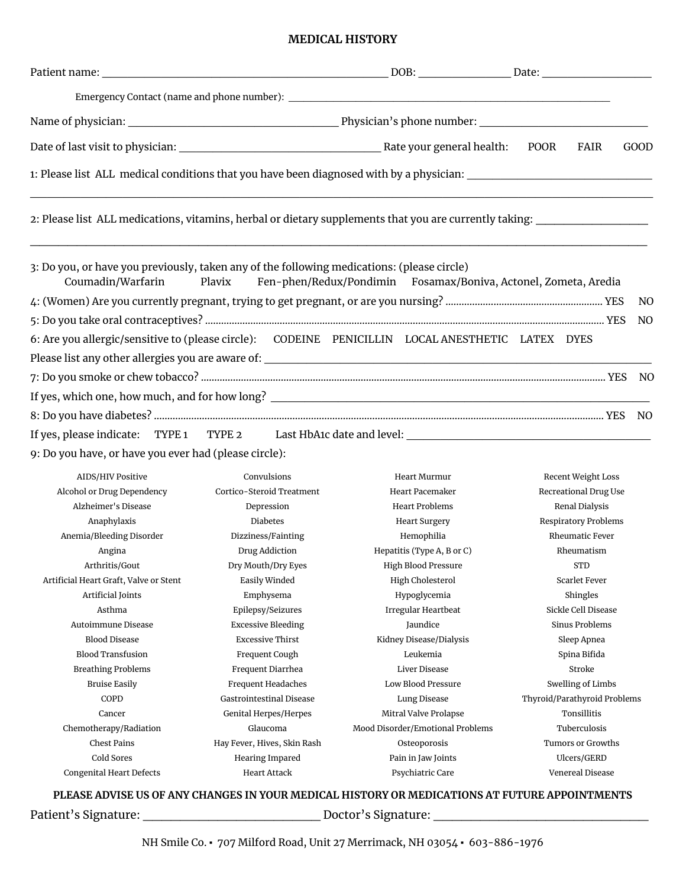# MEDICAL HISTORY

Patient name: ______________________________________________ DOB: _______________ Date: ___________________

Emergency Contact (name and phone number): ____________________________________________________________

Name of physician: ___________________________________ Physician's phone number: ______________________________

Date of last visit to physician: ________________________________ Rate your general health: POOR FAIR GOOD

1: Please list ALL medical conditions that you have been diagnosed with by a physician: ______________________________

________________________________________________________________________________________________________

2: Please list ALL medications, vitamins, herbal or dietary supplements that you are currently taking: ___________________

________________________________________________________________________________________________________

3: Do you, or have you previously, taken any of the following medications: (please circle)
Coumadin/Warfarin Plavix Fen-phen/Redux/Pondimin Fosamax/Boniva, Actonel, Zometa, Aredia

4: (Women) Are you currently pregnant, trying to get pregnant, or are you nursing? .......................................................... YES NO

5: Do you take oral contraceptives? ........................................................................................................................................ YES NO

6: Are you allergic/sensitive to (please circle): CODEINE PENICILLIN LOCAL ANESTHETIC LATEX DYES

Please list any other allergies you are aware of: ______________________________________________________________

7: Do you smoke or chew tobacco? ........................................................................................................................................ YES NO

If yes, which one, how much, and for how long? ______________________________________________________________

8: Do you have diabetes? ........................................................................................................................................................ YES NO

If yes, please indicate: TYPE 1 TYPE 2 Last HbA1c date and level: _________________________________________

9: Do you have, or have you ever had (please circle):

| | | | |
|---|---|---|---|
| AIDS/HIV Positive | Convulsions | Heart Murmur | Recent Weight Loss |
| Alcohol or Drug Dependency | Cortico-Steroid Treatment | Heart Pacemaker | Recreational Drug Use |
| Alzheimer's Disease | Depression | Heart Problems | Renal Dialysis |
| Anaphylaxis | Diabetes | Heart Surgery | Respiratory Problems |
| Anemia/Bleeding Disorder | Dizziness/Fainting | Hemophilia | Rheumatic Fever |
| Angina | Drug Addiction | Hepatitis (Type A, B or C) | Rheumatism |
| Arthritis/Gout | Dry Mouth/Dry Eyes | High Blood Pressure | STD |
| Artificial Heart Graft, Valve or Stent | Easily Winded | High Cholesterol | Scarlet Fever |
| Artificial Joints | Emphysema | Hypoglycemia | Shingles |
| Asthma | Epilepsy/Seizures | Irregular Heartbeat | Sickle Cell Disease |
| Autoimmune Disease | Excessive Bleeding | Jaundice | Sinus Problems |
| Blood Disease | Excessive Thirst | Kidney Disease/Dialysis | Sleep Apnea |
| Blood Transfusion | Frequent Cough | Leukemia | Spina Bifida |
| Breathing Problems | Frequent Diarrhea | Liver Disease | Stroke |
| Bruise Easily | Frequent Headaches | Low Blood Pressure | Swelling of Limbs |
| COPD | Gastrointestinal Disease | Lung Disease | Thyroid/Parathyroid Problems |
| Cancer | Genital Herpes/Herpes | Mitral Valve Prolapse | Tonsillitis |
| Chemotherapy/Radiation | Glaucoma | Mood Disorder/Emotional Problems | Tuberculosis |
| Chest Pains | Hay Fever, Hives, Skin Rash | Osteoporosis | Tumors or Growths |
| Cold Sores | Hearing Impared | Pain in Jaw Joints | Ulcers/GERD |
| Congenital Heart Defects | Heart Attack | Psychiatric Care | Venereal Disease |

**PLEASE ADVISE US OF ANY CHANGES IN YOUR MEDICAL HISTORY OR MEDICATIONS AT FUTURE APPOINTMENTS**

Patient's Signature: ___________________________ Doctor's Signature: _______________________________

NH Smile Co. ▪ 707 Milford Road, Unit 27 Merrimack, NH 03054 ▪ 603-886-1976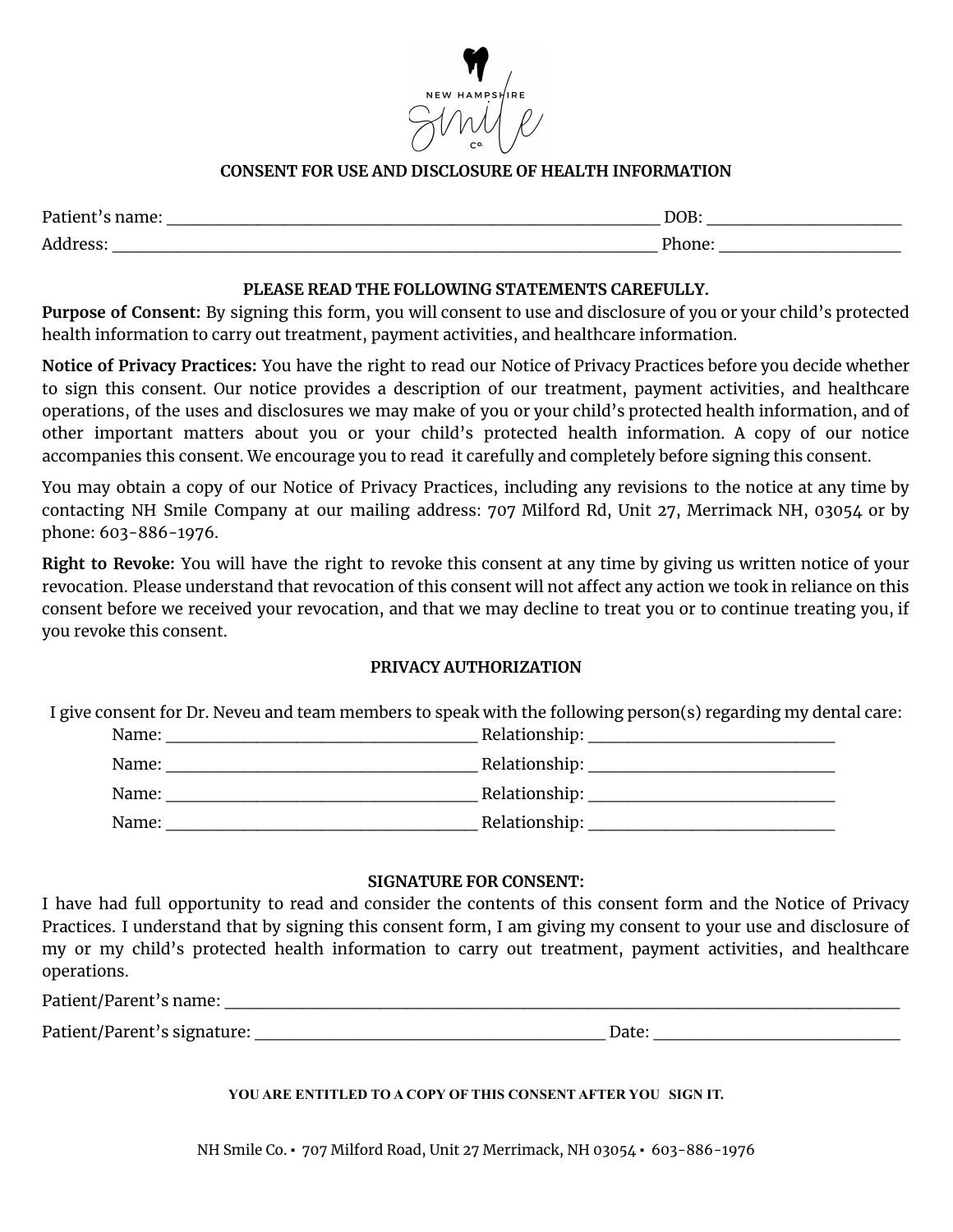NEW HAMPSHIRE Smile Co.

## CONSENT FOR USE AND DISCLOSURE OF HEALTH INFORMATION

Patient's name: ____________________________________________________________ DOB: _______________________

Address: __________________________________________________________________ Phone: ______________________

### PLEASE READ THE FOLLOWING STATEMENTS CAREFULLY.

**Purpose of Consent:** By signing this form, you will consent to use and disclosure of you or your child's protected health information to carry out treatment, payment activities, and healthcare information.

**Notice of Privacy Practices:** You have the right to read our Notice of Privacy Practices before you decide whether to sign this consent. Our notice provides a description of our treatment, payment activities, and healthcare operations, of the uses and disclosures we may make of you or your child's protected health information, and of other important matters about you or your child's protected health information. A copy of our notice accompanies this consent. We encourage you to read it carefully and completely before signing this consent.

You may obtain a copy of our Notice of Privacy Practices, including any revisions to the notice at any time by contacting NH Smile Company at our mailing address: 707 Milford Rd, Unit 27, Merrimack NH, 03054 or by phone: 603-886-1976.

**Right to Revoke:** You will have the right to revoke this consent at any time by giving us written notice of your revocation. Please understand that revocation of this consent will not affect any action we took in reliance on this consent before we received your revocation, and that we may decline to treat you or to continue treating you, if you revoke this consent.

### PRIVACY AUTHORIZATION

I give consent for Dr. Neveu and team members to speak with the following person(s) regarding my dental care:

Name: ______________________________________ Relationship: ______________________________

Name: ______________________________________ Relationship: ______________________________

Name: ______________________________________ Relationship: ______________________________

Name: ______________________________________ Relationship: ______________________________

### SIGNATURE FOR CONSENT:

I have had full opportunity to read and consider the contents of this consent form and the Notice of Privacy Practices. I understand that by signing this consent form, I am giving my consent to your use and disclosure of my or my child's protected health information to carry out treatment, payment activities, and healthcare operations.

Patient/Parent's name: ___________________________________________________________________________________

Patient/Parent's signature: ___________________________________________ Date: ______________________________

**YOU ARE ENTITLED TO A COPY OF THIS CONSENT AFTER YOU SIGN IT.**

NH Smile Co. ▪ 707 Milford Road, Unit 27 Merrimack, NH 03054 ▪ 603-886-1976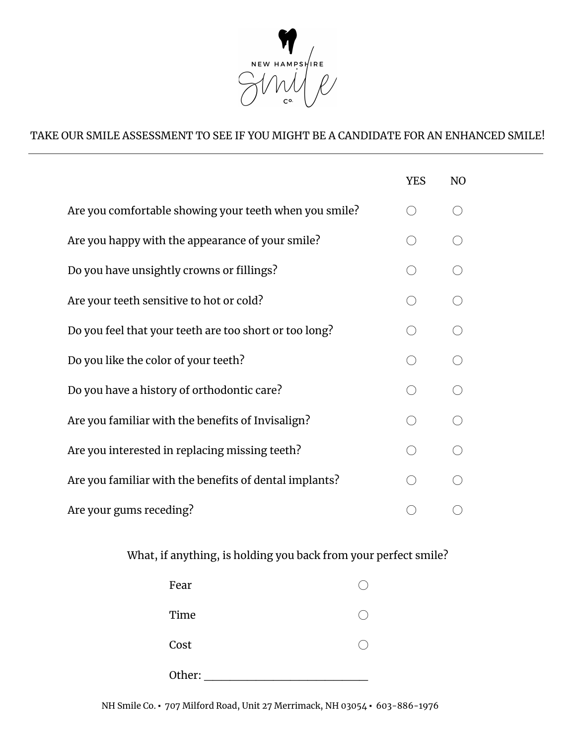NEW HAMPSHIRE Smile Co.

TAKE OUR SMILE ASSESSMENT TO SEE IF YOU MIGHT BE A CANDIDATE FOR AN ENHANCED SMILE!

---

| | YES | NO |
|---|---|---|
| Are you comfortable showing your teeth when you smile? | ◯ | ◯ |
| Are you happy with the appearance of your smile? | ◯ | ◯ |
| Do you have unsightly crowns or fillings? | ◯ | ◯ |
| Are your teeth sensitive to hot or cold? | ◯ | ◯ |
| Do you feel that your teeth are too short or too long? | ◯ | ◯ |
| Do you like the color of your teeth? | ◯ | ◯ |
| Do you have a history of orthodontic care? | ◯ | ◯ |
| Are you familiar with the benefits of Invisalign? | ◯ | ◯ |
| Are you interested in replacing missing teeth? | ◯ | ◯ |
| Are you familiar with the benefits of dental implants? | ◯ | ◯ |
| Are your gums receding? | ◯ | ◯ |

What, if anything, is holding you back from your perfect smile?

| | |
|---|---|
| Fear | ◯ |
| Time | ◯ |
| Cost | ◯ |

Other: ______________________________

NH Smile Co. ▪ 707 Milford Road, Unit 27 Merrimack, NH 03054 ▪ 603-886-1976